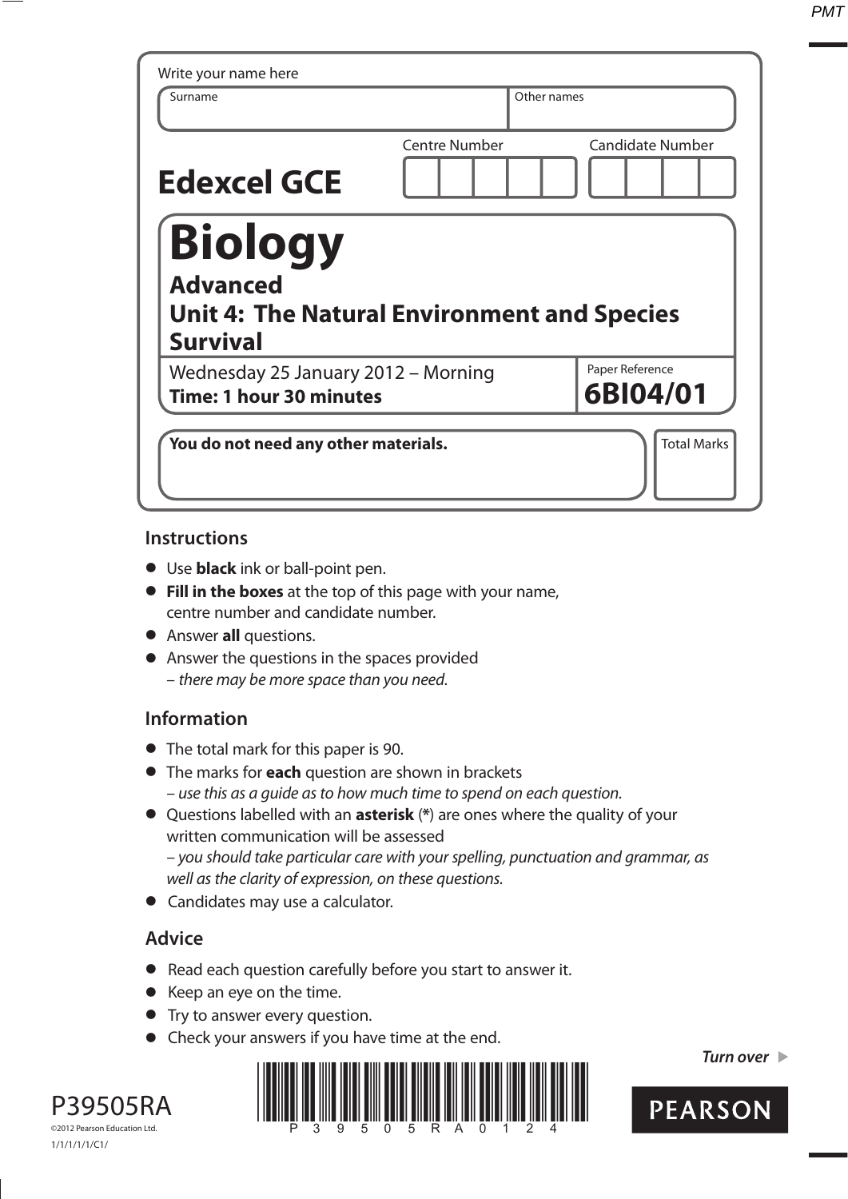Write your name here

| Surname | Other names |
|---|---|
| | |

**Edexcel GCE**

| Centre Number | Candidate Number |
|---|---|
| | |

# Biology

## Advanced
## Unit 4: The Natural Environment and Species Survival

Wednesday 25 January 2012 – Morning
**Time: 1 hour 30 minutes**

Paper Reference
**6BI04/01**

**You do not need any other materials.**

Total Marks

## Instructions

- Use **black** ink or ball-point pen.
- **Fill in the boxes** at the top of this page with your name, centre number and candidate number.
- Answer **all** questions.
- Answer the questions in the spaces provided
  – *there may be more space than you need.*

## Information

- The total mark for this paper is 90.
- The marks for **each** question are shown in brackets
  – *use this as a guide as to how much time to spend on each question.*
- Questions labelled with an **asterisk** (*) are ones where the quality of your written communication will be assessed
  – *you should take particular care with your spelling, punctuation and grammar, as well as the clarity of expression, on these questions.*
- Candidates may use a calculator.

## Advice

- Read each question carefully before you start to answer it.
- Keep an eye on the time.
- Try to answer every question.
- Check your answers if you have time at the end.

*Turn over*

P39505RA

©2012 Pearson Education Ltd.

1/1/1/1/1/C1/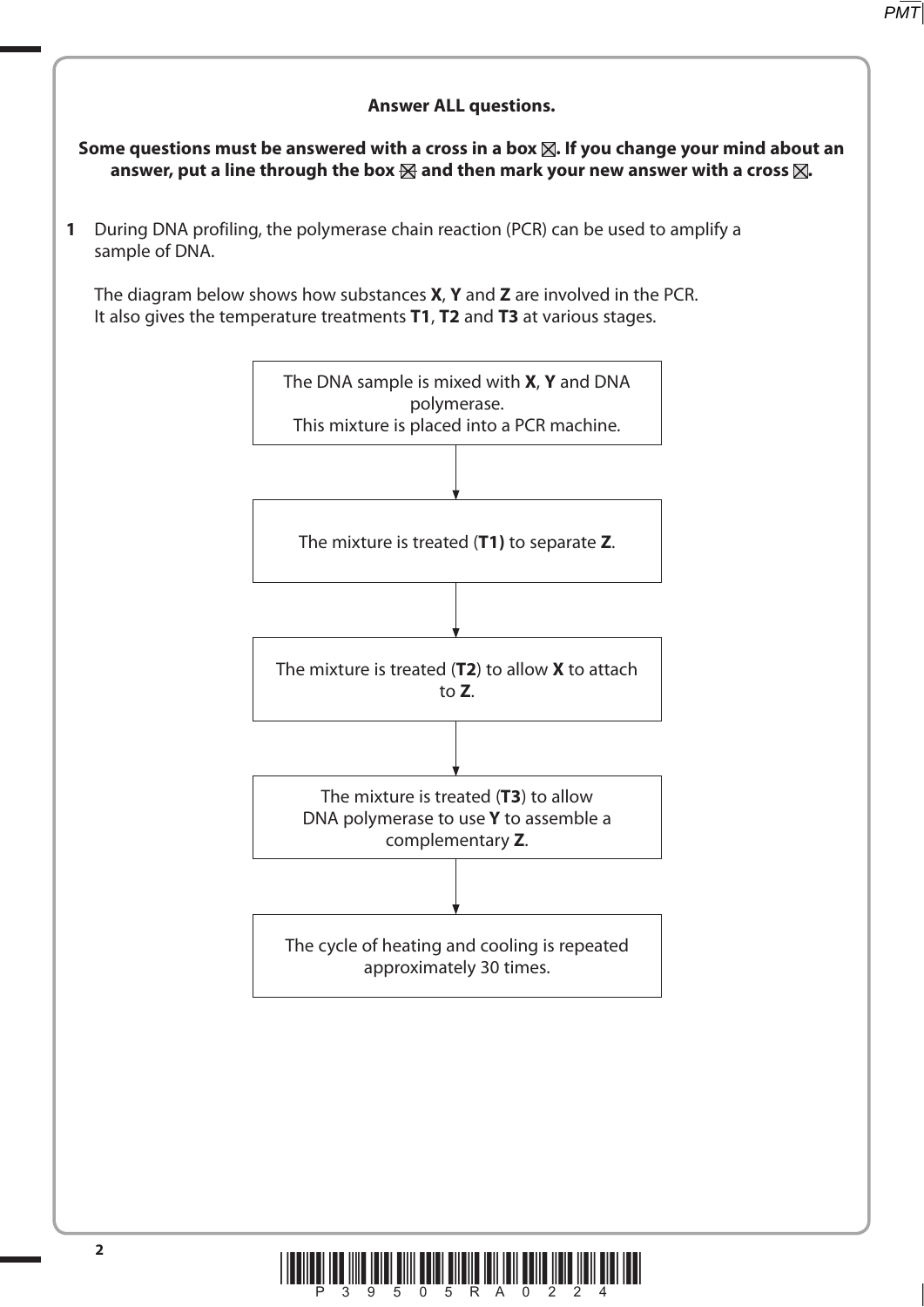**Answer ALL questions.**

**Some questions must be answered with a cross in a box ☒. If you change your mind about an answer, put a line through the box ☒ and then mark your new answer with a cross ☒.**

**1** During DNA profiling, the polymerase chain reaction (PCR) can be used to amplify a sample of DNA.

The diagram below shows how substances **X**, **Y** and **Z** are involved in the PCR. It also gives the temperature treatments **T1**, **T2** and **T3** at various stages.

The DNA sample is mixed with **X**, **Y** and DNA polymerase.
This mixture is placed into a PCR machine.

↓

The mixture is treated (**T1)** to separate **Z**.

↓

The mixture is treated (**T2**) to allow **X** to attach to **Z**.

↓

The mixture is treated (**T3**) to allow DNA polymerase to use **Y** to assemble a complementary **Z**.

↓

The cycle of heating and cooling is repeated approximately 30 times.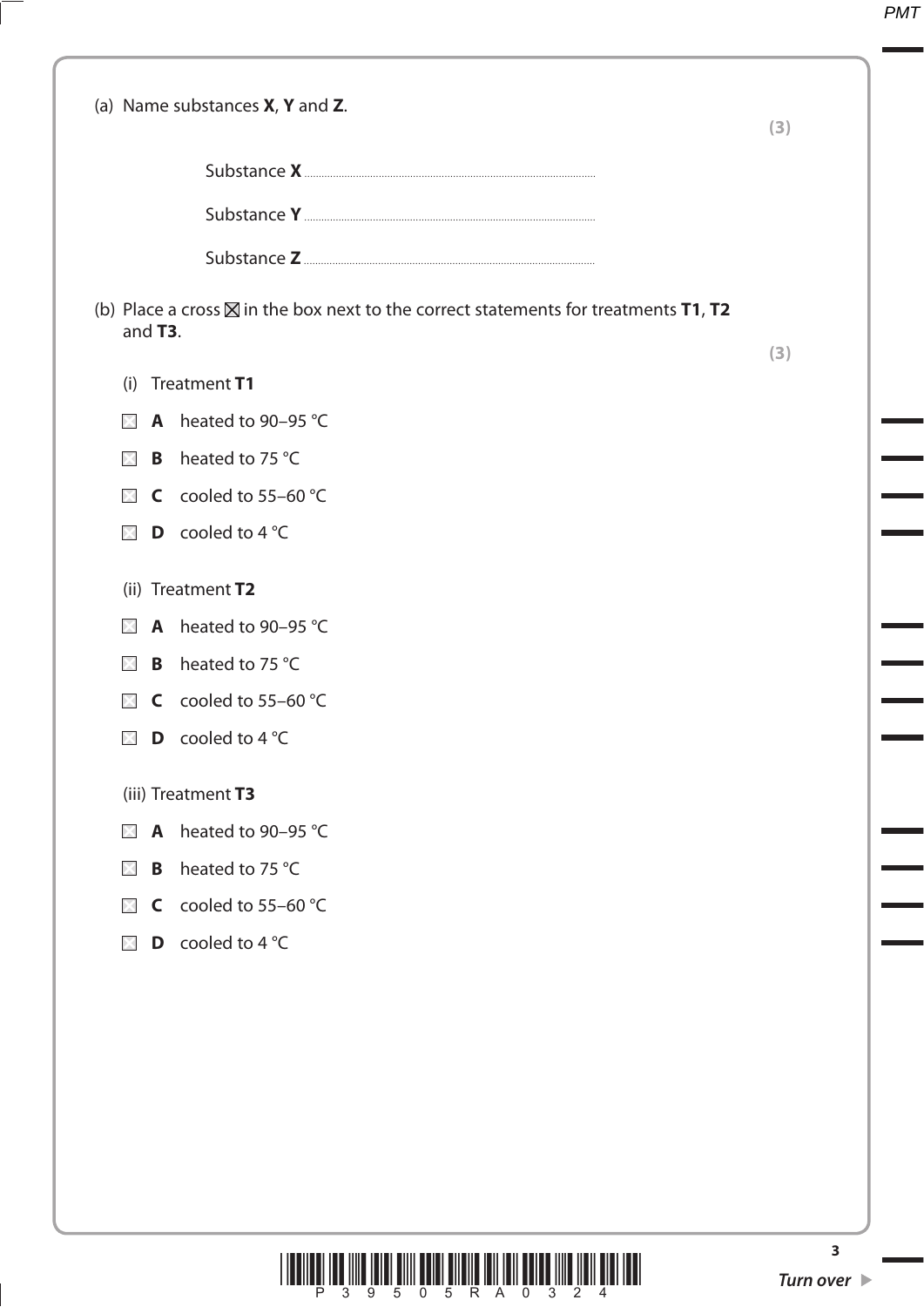(a) Name substances **X**, **Y** and **Z**.

**(3)**

Substance **X** ....................................................................................................

Substance **Y** ....................................................................................................

Substance **Z** ....................................................................................................

(b) Place a cross ☒ in the box next to the correct statements for treatments **T1**, **T2** and **T3**.

**(3)**

(i) Treatment **T1**

☒ **A** heated to 90–95 °C

☒ **B** heated to 75 °C

☒ **C** cooled to 55–60 °C

☒ **D** cooled to 4 °C

(ii) Treatment **T2**

☒ **A** heated to 90–95 °C

☒ **B** heated to 75 °C

☒ **C** cooled to 55–60 °C

☒ **D** cooled to 4 °C

(iii) Treatment **T3**

☒ **A** heated to 90–95 °C

☒ **B** heated to 75 °C

☒ **C** cooled to 55–60 °C

☒ **D** cooled to 4 °C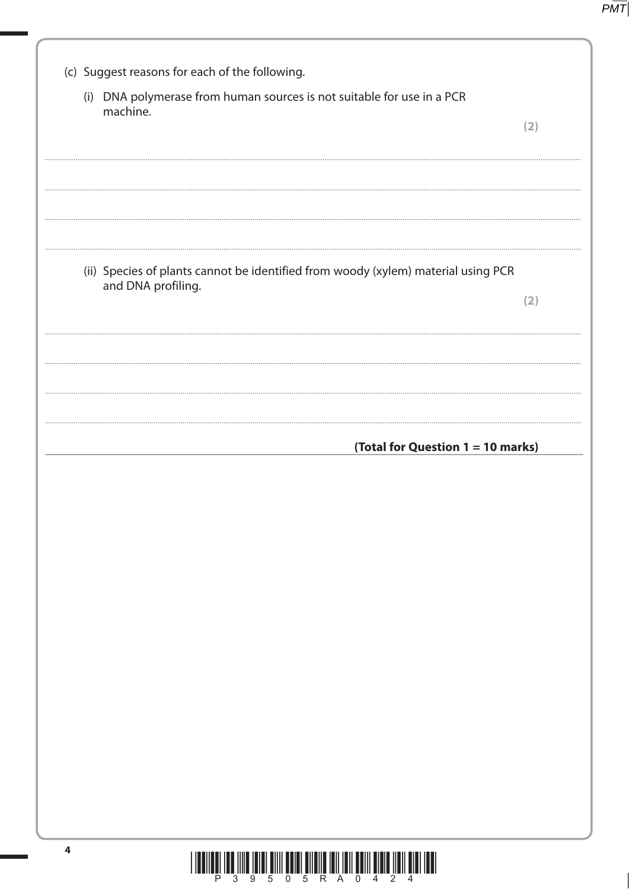(c) Suggest reasons for each of the following.

(i) DNA polymerase from human sources is not suitable for use in a PCR machine.

**(2)**

....................................................................................................................................................................................................................................

....................................................................................................................................................................................................................................

....................................................................................................................................................................................................................................

(ii) Species of plants cannot be identified from woody (xylem) material using PCR and DNA profiling.

**(2)**

....................................................................................................................................................................................................................................

....................................................................................................................................................................................................................................

....................................................................................................................................................................................................................................

**(Total for Question 1 = 10 marks)**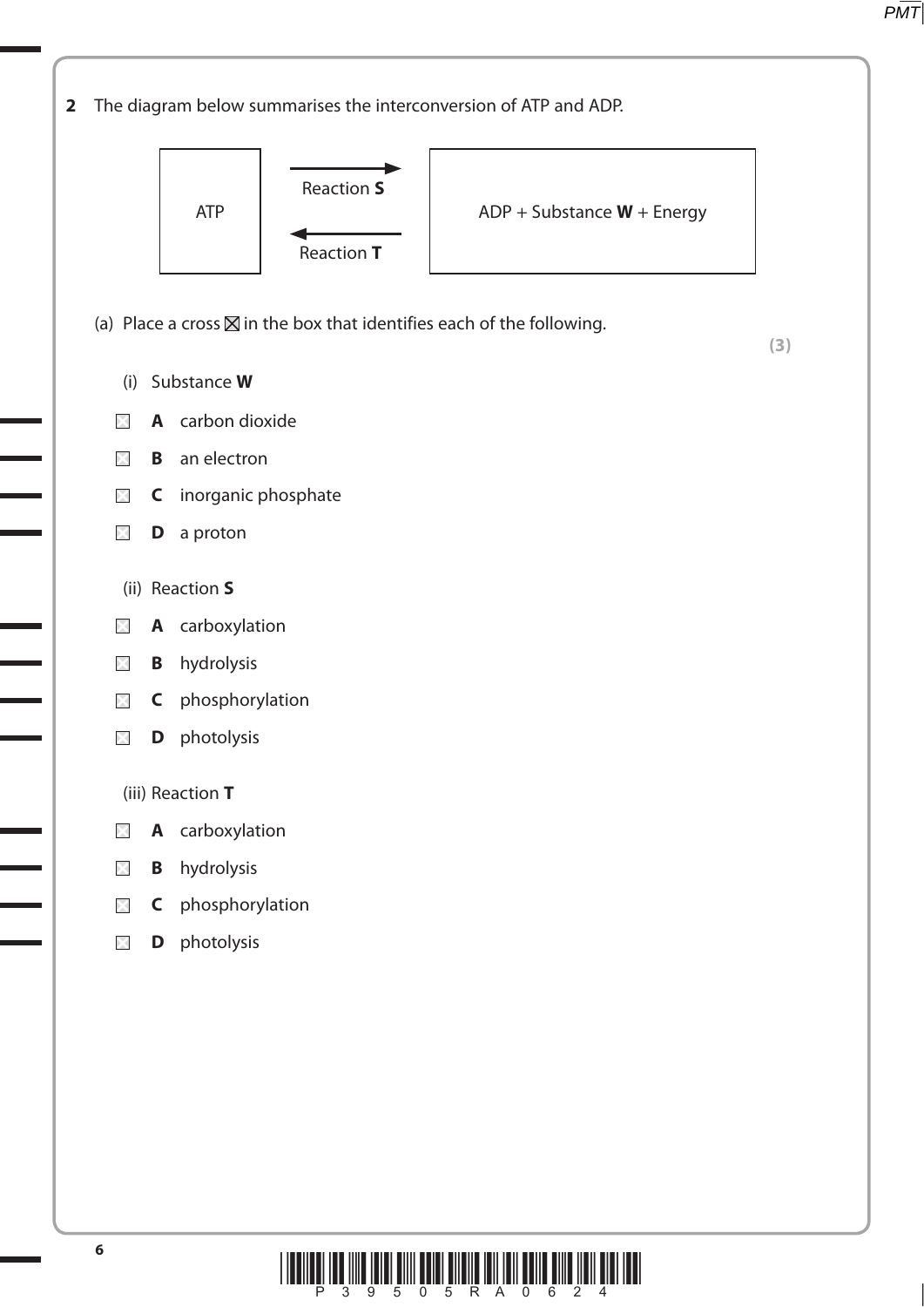**2** The diagram below summarises the interconversion of ATP and ADP.

| ATP | Reaction **S** → / ← Reaction **T** | ADP + Substance **W** + Energy |
|---|---|---|

(a) Place a cross ☒ in the box that identifies each of the following. **(3)**

(i) Substance **W**

☐ **A** carbon dioxide

☐ **B** an electron

☐ **C** inorganic phosphate

☐ **D** a proton

(ii) Reaction **S**

☐ **A** carboxylation

☐ **B** hydrolysis

☐ **C** phosphorylation

☐ **D** photolysis

(iii) Reaction **T**

☐ **A** carboxylation

☐ **B** hydrolysis

☐ **C** phosphorylation

☐ **D** photolysis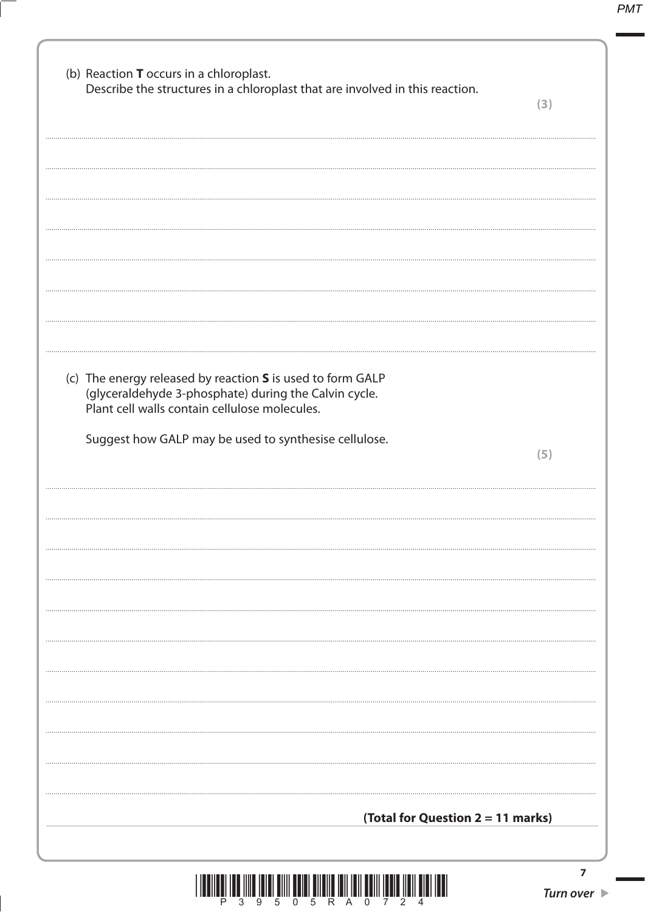(b) Reaction **T** occurs in a chloroplast.
Describe the structures in a chloroplast that are involved in this reaction.
**(3)**

(c) The energy released by reaction **S** is used to form GALP (glyceraldehyde 3-phosphate) during the Calvin cycle.
Plant cell walls contain cellulose molecules.

Suggest how GALP may be used to synthesise cellulose.
**(5)**

**(Total for Question 2 = 11 marks)**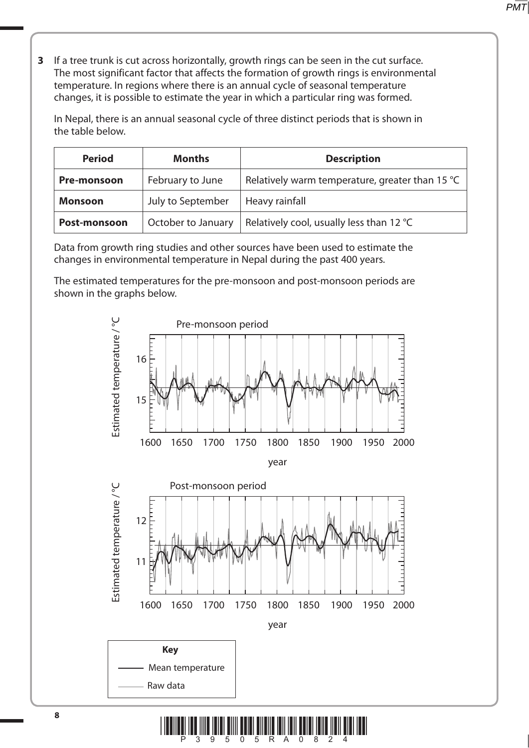**3** If a tree trunk is cut across horizontally, growth rings can be seen in the cut surface. The most significant factor that affects the formation of growth rings is environmental temperature. In regions where there is an annual cycle of seasonal temperature changes, it is possible to estimate the year in which a particular ring was formed.

In Nepal, there is an annual seasonal cycle of three distinct periods that is shown in the table below.

| Period | Months | Description |
|---|---|---|
| **Pre-monsoon** | February to June | Relatively warm temperature, greater than 15 °C |
| **Monsoon** | July to September | Heavy rainfall |
| **Post-monsoon** | October to January | Relatively cool, usually less than 12 °C |

Data from growth ring studies and other sources have been used to estimate the changes in environmental temperature in Nepal during the past 400 years.

The estimated temperatures for the pre-monsoon and post-monsoon periods are shown in the graphs below.

Pre-monsoon period

Estimated temperature / °C: 15, 16

year: 1600, 1650, 1700, 1750, 1800, 1850, 1900, 1950, 2000

Post-monsoon period

Estimated temperature / °C: 11, 12

year: 1600, 1650, 1700, 1750, 1800, 1850, 1900, 1950, 2000

**Key**

Mean temperature

Raw data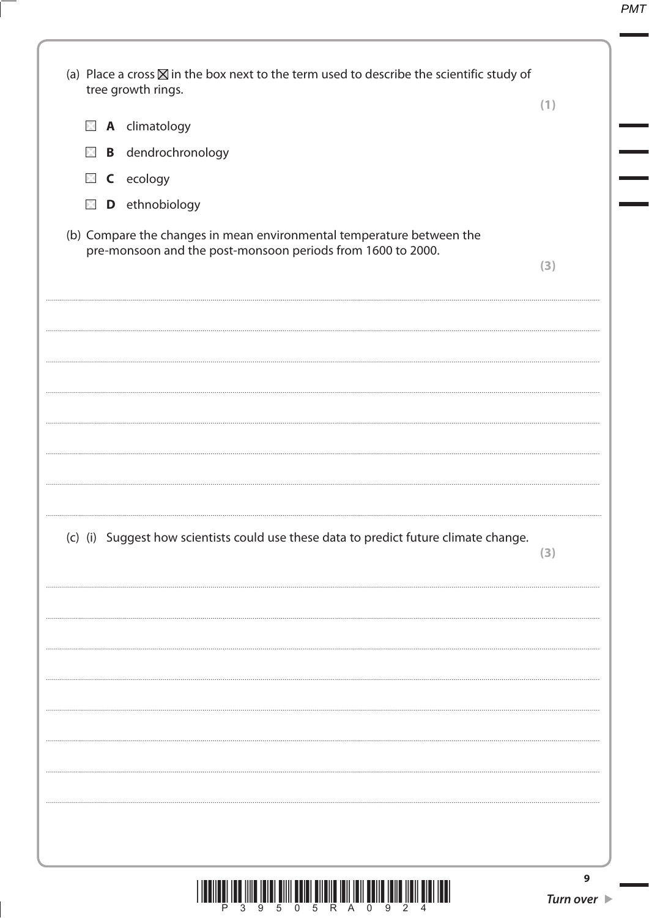(a) Place a cross ☒ in the box next to the term used to describe the scientific study of tree growth rings.

**(1)**

☒ **A** climatology

☒ **B** dendrochronology

☒ **C** ecology

☒ **D** ethnobiology

(b) Compare the changes in mean environmental temperature between the pre-monsoon and the post-monsoon periods from 1600 to 2000.

**(3)**

.......................................................................................................................................................................................................

.......................................................................................................................................................................................................

.......................................................................................................................................................................................................

.......................................................................................................................................................................................................

.......................................................................................................................................................................................................

.......................................................................................................................................................................................................

.......................................................................................................................................................................................................

.......................................................................................................................................................................................................

(c) (i) Suggest how scientists could use these data to predict future climate change.

**(3)**

.......................................................................................................................................................................................................

.......................................................................................................................................................................................................

.......................................................................................................................................................................................................

.......................................................................................................................................................................................................

.......................................................................................................................................................................................................

.......................................................................................................................................................................................................

.......................................................................................................................................................................................................

.......................................................................................................................................................................................................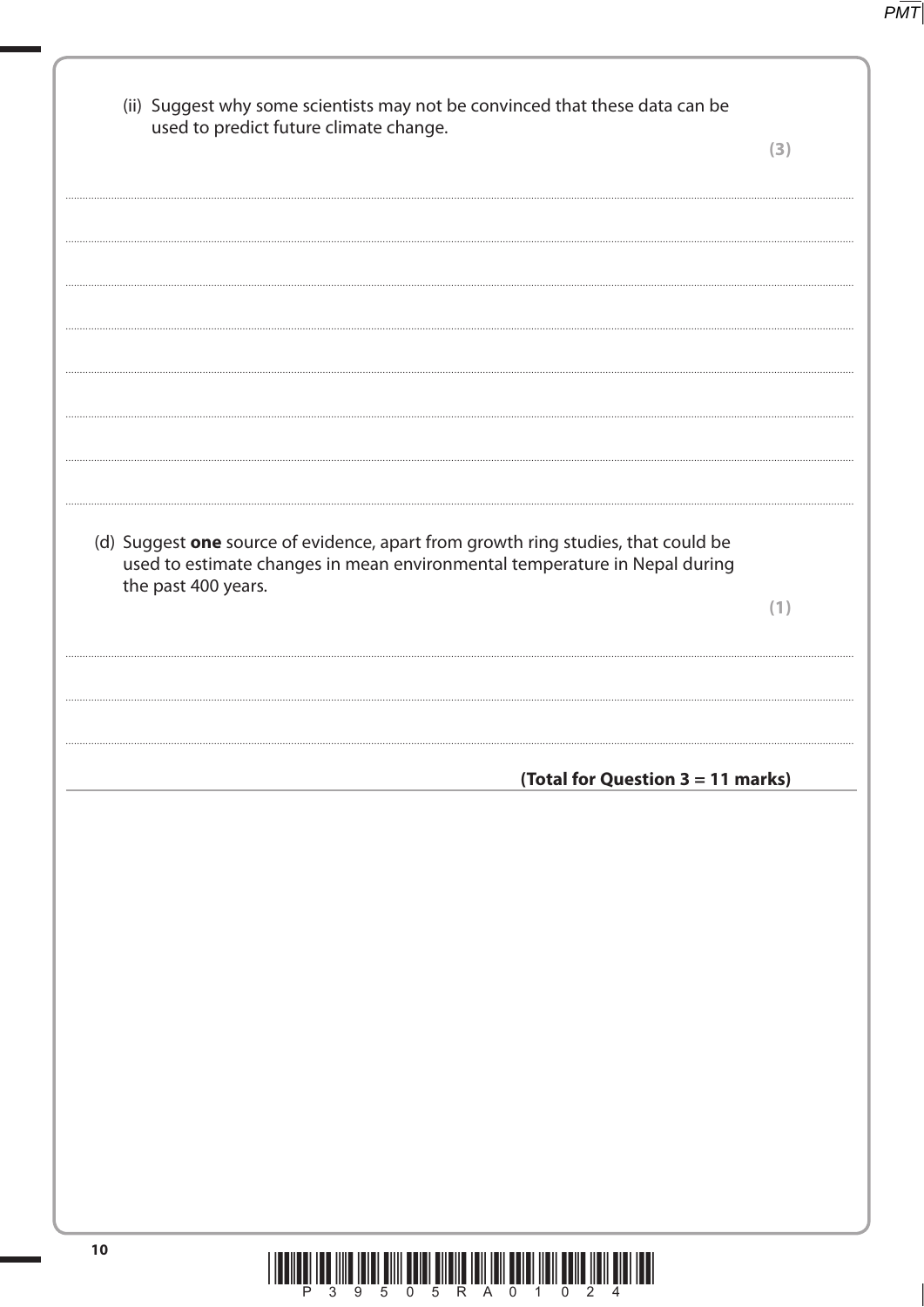(ii) Suggest why some scientists may not be convinced that these data can be used to predict future climate change.

**(3)**

..........................................................................................................................................................

..........................................................................................................................................................

..........................................................................................................................................................

..........................................................................................................................................................

..........................................................................................................................................................

..........................................................................................................................................................

..........................................................................................................................................................

(d) Suggest **one** source of evidence, apart from growth ring studies, that could be used to estimate changes in mean environmental temperature in Nepal during the past 400 years.

**(1)**

..........................................................................................................................................................

..........................................................................................................................................................

..........................................................................................................................................................

**(Total for Question 3 = 11 marks)**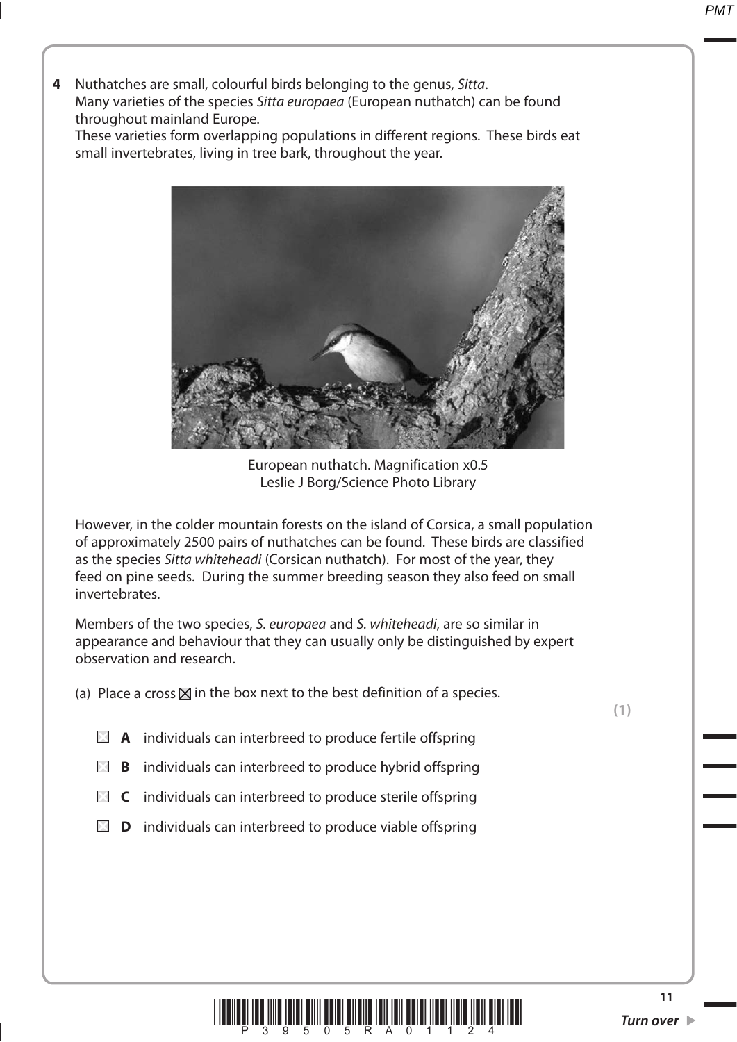**4** Nuthatches are small, colourful birds belonging to the genus, *Sitta*.
Many varieties of the species *Sitta europaea* (European nuthatch) can be found throughout mainland Europe.
These varieties form overlapping populations in different regions. These birds eat small invertebrates, living in tree bark, throughout the year.

European nuthatch. Magnification x0.5
Leslie J Borg/Science Photo Library

However, in the colder mountain forests on the island of Corsica, a small population of approximately 2500 pairs of nuthatches can be found. These birds are classified as the species *Sitta whiteheadi* (Corsican nuthatch). For most of the year, they feed on pine seeds. During the summer breeding season they also feed on small invertebrates.

Members of the two species, *S. europaea* and *S. whiteheadi*, are so similar in appearance and behaviour that they can usually only be distinguished by expert observation and research.

(a) Place a cross ☒ in the box next to the best definition of a species.

**(1)**

☐ **A** individuals can interbreed to produce fertile offspring

☐ **B** individuals can interbreed to produce hybrid offspring

☐ **C** individuals can interbreed to produce sterile offspring

☐ **D** individuals can interbreed to produce viable offspring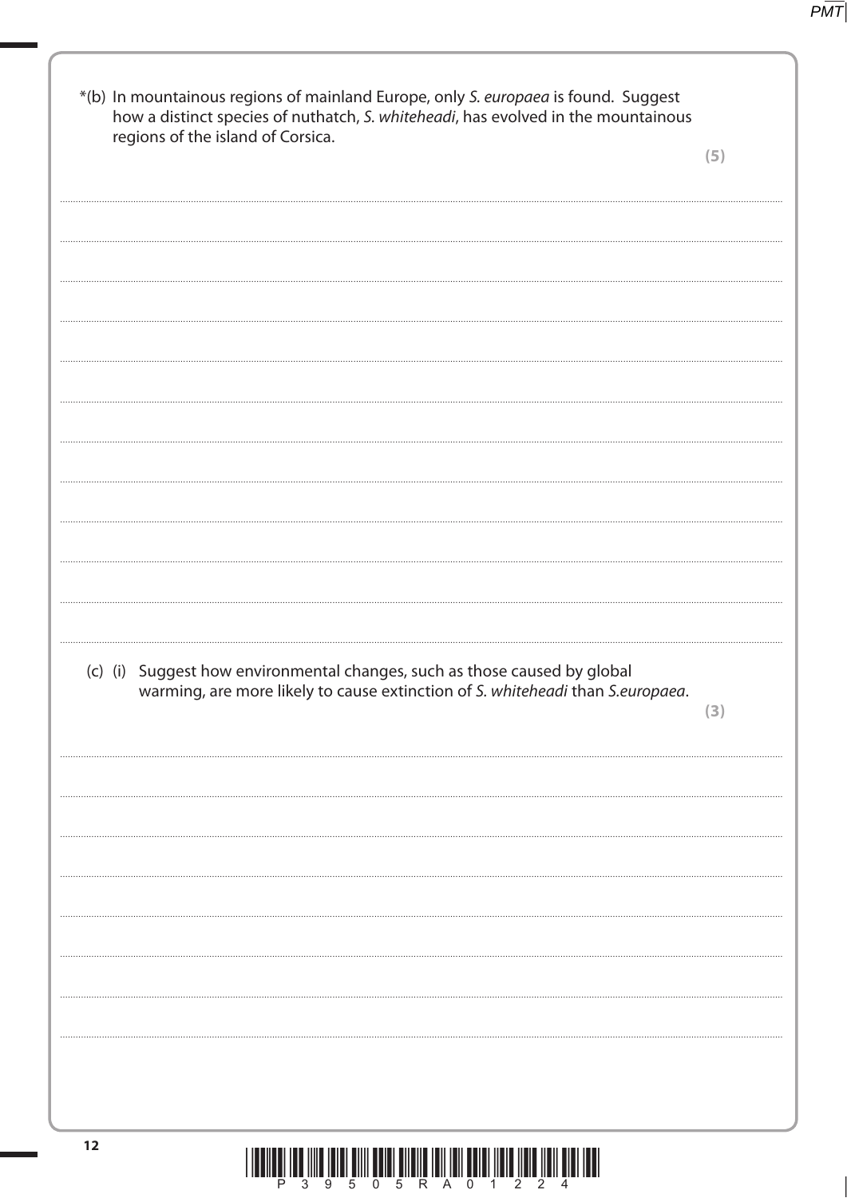*(b) In mountainous regions of mainland Europe, only *S. europaea* is found. Suggest how a distinct species of nuthatch, *S. whiteheadi*, has evolved in the mountainous regions of the island of Corsica.

**(5)**

.......................................................................................................................................................................................

.......................................................................................................................................................................................

.......................................................................................................................................................................................

.......................................................................................................................................................................................

.......................................................................................................................................................................................

.......................................................................................................................................................................................

.......................................................................................................................................................................................

.......................................................................................................................................................................................

.......................................................................................................................................................................................

.......................................................................................................................................................................................

.......................................................................................................................................................................................

(c) (i) Suggest how environmental changes, such as those caused by global warming, are more likely to cause extinction of *S. whiteheadi* than *S.europaea*.

**(3)**

.......................................................................................................................................................................................

.......................................................................................................................................................................................

.......................................................................................................................................................................................

.......................................................................................................................................................................................

.......................................................................................................................................................................................

.......................................................................................................................................................................................

.......................................................................................................................................................................................

.......................................................................................................................................................................................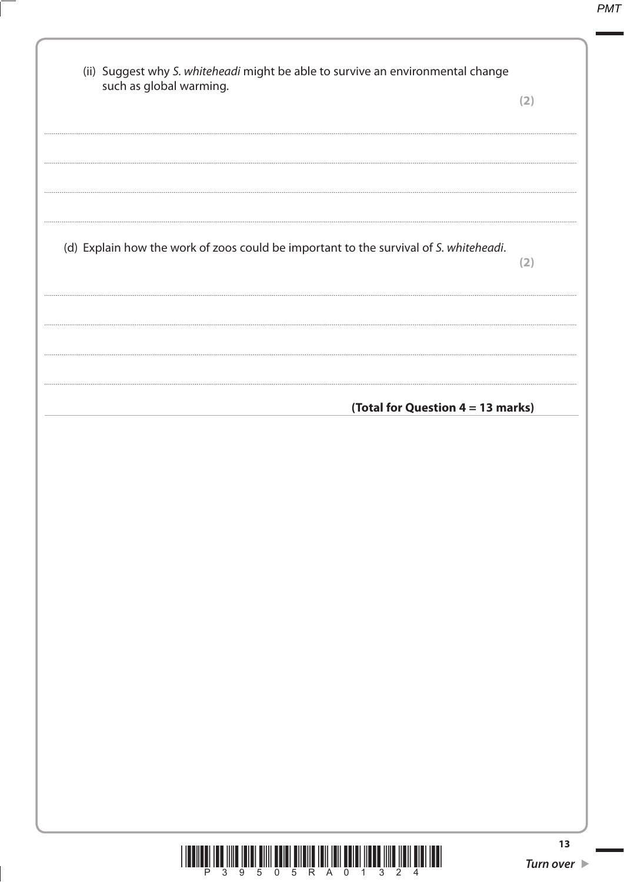(ii) Suggest why *S. whiteheadi* might be able to survive an environmental change such as global warming.

**(2)**

....................................................................................................................................................................................

....................................................................................................................................................................................

....................................................................................................................................................................................

....................................................................................................................................................................................

(d) Explain how the work of zoos could be important to the survival of *S. whiteheadi*.

**(2)**

....................................................................................................................................................................................

....................................................................................................................................................................................

....................................................................................................................................................................................

....................................................................................................................................................................................

**(Total for Question 4 = 13 marks)**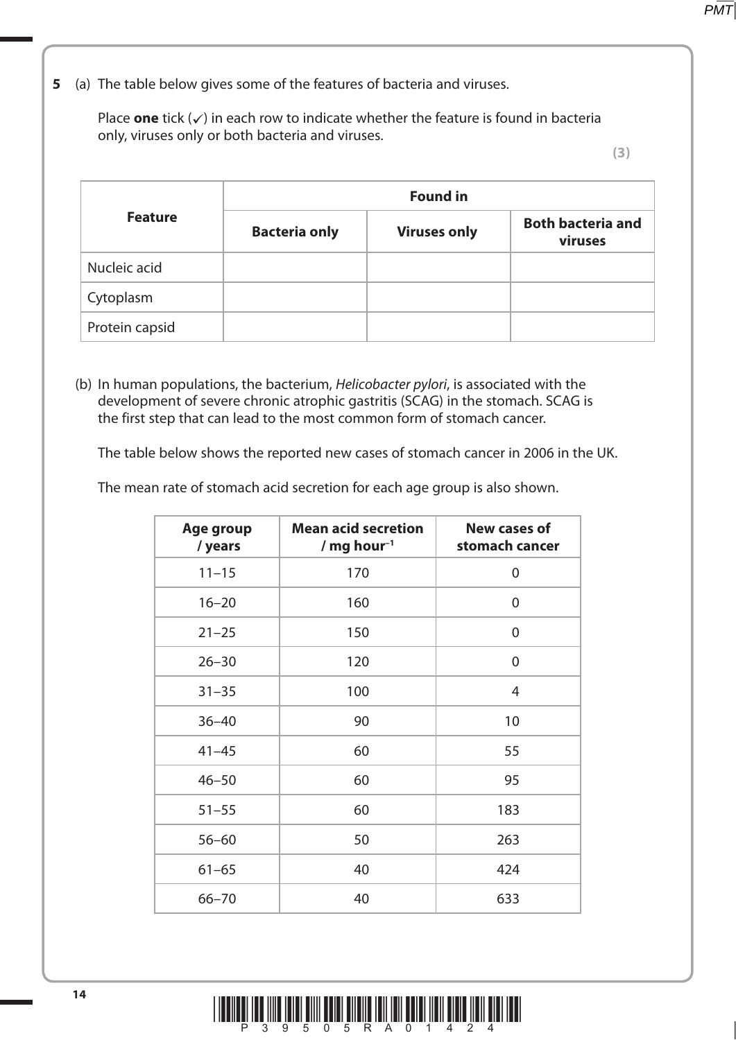**5** (a) The table below gives some of the features of bacteria and viruses.

Place **one** tick (✓) in each row to indicate whether the feature is found in bacteria only, viruses only or both bacteria and viruses.

**(3)**

| Feature | Found in | | |
|---|---|---|---|
| | **Bacteria only** | **Viruses only** | **Both bacteria and viruses** |
| Nucleic acid | | | |
| Cytoplasm | | | |
| Protein capsid | | | |

(b) In human populations, the bacterium, *Helicobacter pylori*, is associated with the development of severe chronic atrophic gastritis (SCAG) in the stomach. SCAG is the first step that can lead to the most common form of stomach cancer.

The table below shows the reported new cases of stomach cancer in 2006 in the UK.

The mean rate of stomach acid secretion for each age group is also shown.

| Age group / years | Mean acid secretion / mg hour$^{-1}$ | New cases of stomach cancer |
|---|---|---|
| 11–15 | 170 | 0 |
| 16–20 | 160 | 0 |
| 21–25 | 150 | 0 |
| 26–30 | 120 | 0 |
| 31–35 | 100 | 4 |
| 36–40 | 90 | 10 |
| 41–45 | 60 | 55 |
| 46–50 | 60 | 95 |
| 51–55 | 60 | 183 |
| 56–60 | 50 | 263 |
| 61–65 | 40 | 424 |
| 66–70 | 40 | 633 |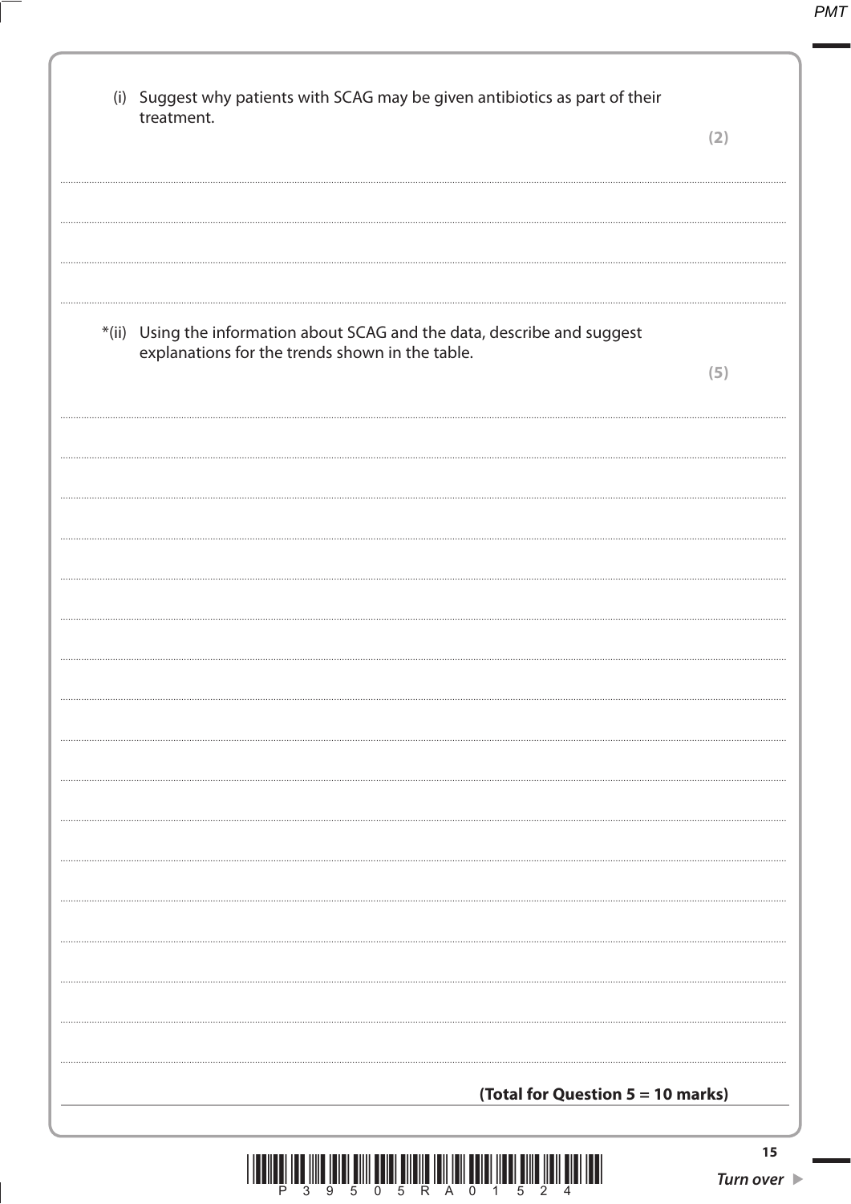(i) Suggest why patients with SCAG may be given antibiotics as part of their treatment.

**(2)**

.......................................................................................................................................................................................

.......................................................................................................................................................................................

.......................................................................................................................................................................................

*(ii) Using the information about SCAG and the data, describe and suggest explanations for the trends shown in the table.

**(5)**

.......................................................................................................................................................................................

.......................................................................................................................................................................................

.......................................................................................................................................................................................

.......................................................................................................................................................................................

.......................................................................................................................................................................................

.......................................................................................................................................................................................

.......................................................................................................................................................................................

.......................................................................................................................................................................................

.......................................................................................................................................................................................

.......................................................................................................................................................................................

.......................................................................................................................................................................................

.......................................................................................................................................................................................

.......................................................................................................................................................................................

.......................................................................................................................................................................................

.......................................................................................................................................................................................

.......................................................................................................................................................................................

**(Total for Question 5 = 10 marks)**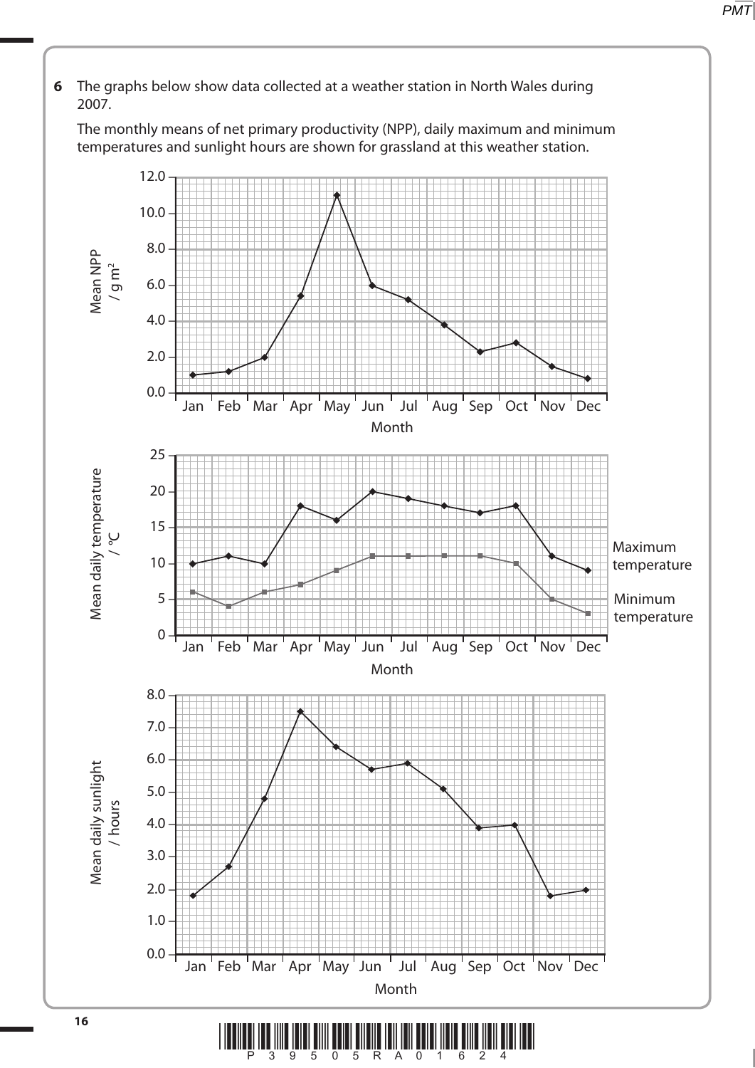**6** The graphs below show data collected at a weather station in North Wales during 2007.

The monthly means of net primary productivity (NPP), daily maximum and minimum temperatures and sunlight hours are shown for grassland at this weather station.

Mean NPP / g m$^2$

12.0, 10.0, 8.0, 6.0, 4.0, 2.0, 0.0

Jan Feb Mar Apr May Jun Jul Aug Sep Oct Nov Dec

Month

Mean daily temperature / °C

25, 20, 15, 10, 5, 0

Maximum temperature

Minimum temperature

Jan Feb Mar Apr May Jun Jul Aug Sep Oct Nov Dec

Month

Mean daily sunlight / hours

8.0, 7.0, 6.0, 5.0, 4.0, 3.0, 2.0, 1.0, 0.0

Jan Feb Mar Apr May Jun Jul Aug Sep Oct Nov Dec

Month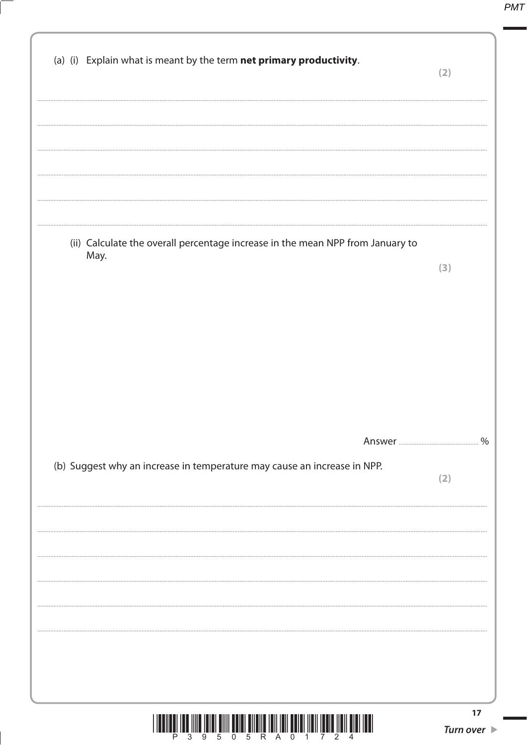(a) (i) Explain what is meant by the term **net primary productivity**.

**(2)**

..............................................................................................................................................

..............................................................................................................................................

..............................................................................................................................................

..............................................................................................................................................

..............................................................................................................................................

(ii) Calculate the overall percentage increase in the mean NPP from January to May.

**(3)**

Answer .............................................. %

(b) Suggest why an increase in temperature may cause an increase in NPP.

**(2)**

..............................................................................................................................................

..............................................................................................................................................

..............................................................................................................................................

..............................................................................................................................................

..............................................................................................................................................

..............................................................................................................................................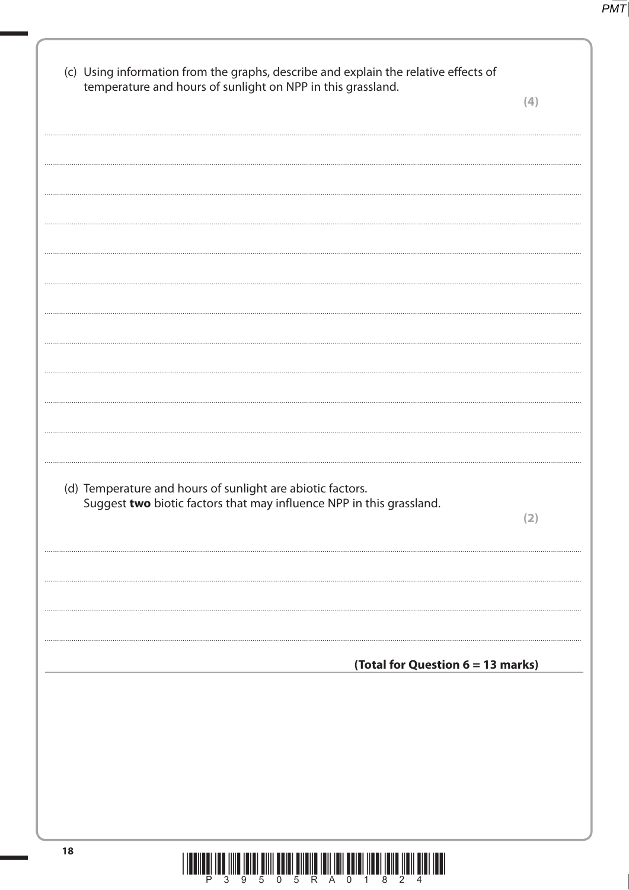(c) Using information from the graphs, describe and explain the relative effects of temperature and hours of sunlight on NPP in this grassland.

**(4)**

.......................................................................................................................................................

.......................................................................................................................................................

.......................................................................................................................................................

.......................................................................................................................................................

.......................................................................................................................................................

.......................................................................................................................................................

.......................................................................................................................................................

.......................................................................................................................................................

.......................................................................................................................................................

.......................................................................................................................................................

.......................................................................................................................................................

(d) Temperature and hours of sunlight are abiotic factors.
Suggest **two** biotic factors that may influence NPP in this grassland.

**(2)**

.......................................................................................................................................................

.......................................................................................................................................................

.......................................................................................................................................................

.......................................................................................................................................................

**(Total for Question 6 = 13 marks)**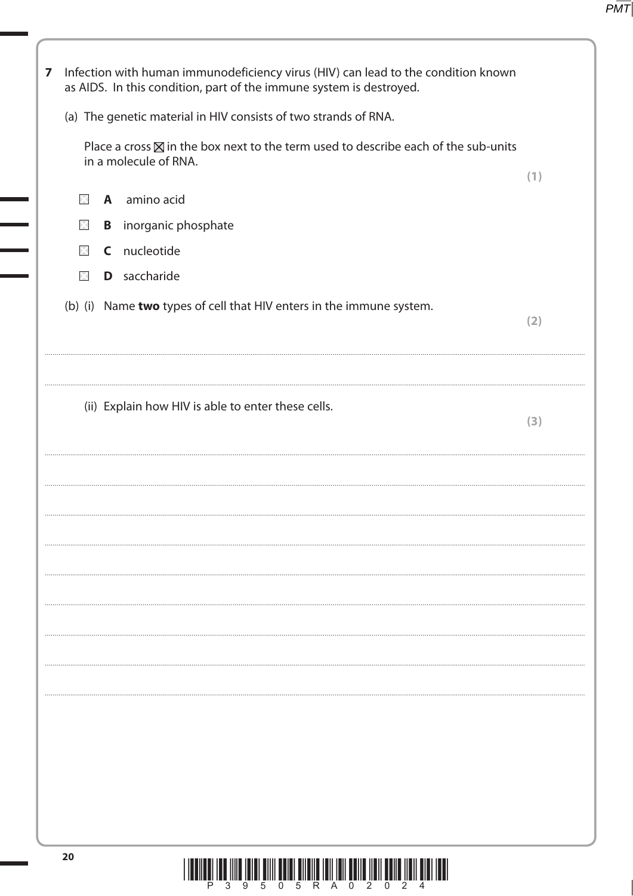**7** Infection with human immunodeficiency virus (HIV) can lead to the condition known as AIDS. In this condition, part of the immune system is destroyed.

(a) The genetic material in HIV consists of two strands of RNA.

Place a cross ☒ in the box next to the term used to describe each of the sub-units in a molecule of RNA.

**(1)**

☐ **A** amino acid

☐ **B** inorganic phosphate

☐ **C** nucleotide

☐ **D** saccharide

(b) (i) Name **two** types of cell that HIV enters in the immune system.

**(2)**

.......................................................................................................................................................................................................................................

.......................................................................................................................................................................................................................................

(ii) Explain how HIV is able to enter these cells.

**(3)**

.......................................................................................................................................................................................................................................

.......................................................................................................................................................................................................................................

.......................................................................................................................................................................................................................................

.......................................................................................................................................................................................................................................

.......................................................................................................................................................................................................................................

.......................................................................................................................................................................................................................................

.......................................................................................................................................................................................................................................

.......................................................................................................................................................................................................................................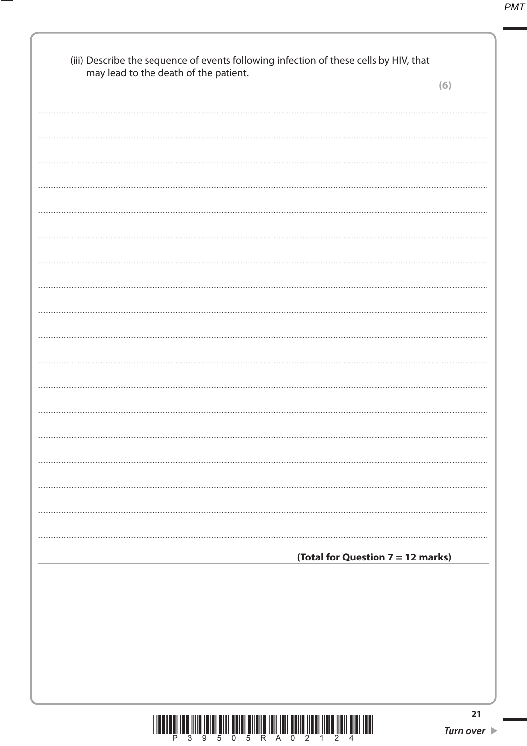(iii) Describe the sequence of events following infection of these cells by HIV, that may lead to the death of the patient.

**(6)**

**(Total for Question 7 = 12 marks)**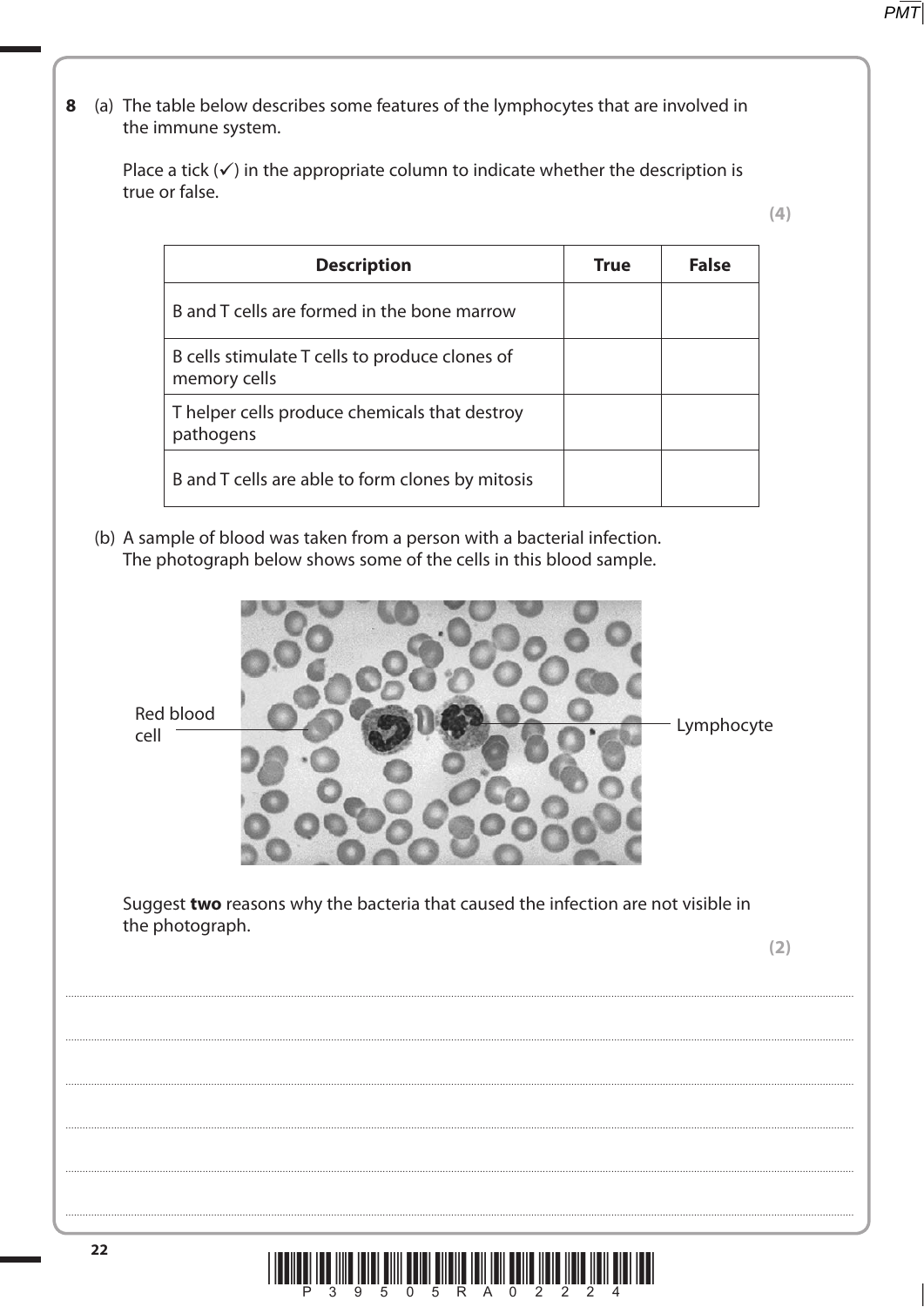**8** (a) The table below describes some features of the lymphocytes that are involved in the immune system.

Place a tick (✓) in the appropriate column to indicate whether the description is true or false.

**(4)**

| Description | True | False |
|---|---|---|
| B and T cells are formed in the bone marrow | | |
| B cells stimulate T cells to produce clones of memory cells | | |
| T helper cells produce chemicals that destroy pathogens | | |
| B and T cells are able to form clones by mitosis | | |

(b) A sample of blood was taken from a person with a bacterial infection. The photograph below shows some of the cells in this blood sample.

Red blood cell

Lymphocyte

Suggest **two** reasons why the bacteria that caused the infection are not visible in the photograph.

**(2)**

....................................................................................................................................................................................

....................................................................................................................................................................................

....................................................................................................................................................................................

....................................................................................................................................................................................

....................................................................................................................................................................................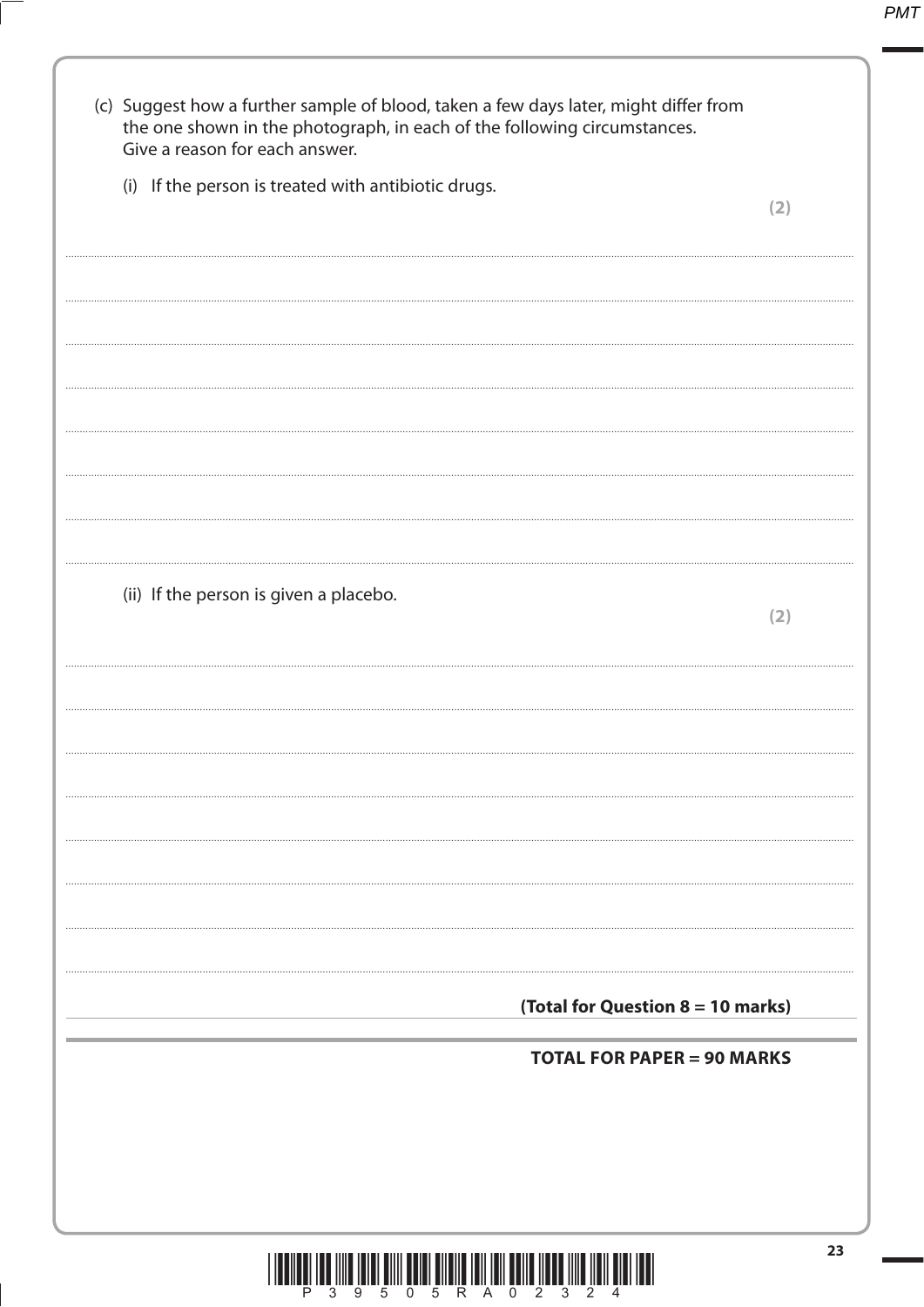(c) Suggest how a further sample of blood, taken a few days later, might differ from the one shown in the photograph, in each of the following circumstances. Give a reason for each answer.

(i) If the person is treated with antibiotic drugs.

**(2)**

..........................................................................................................................................................................................................

..........................................................................................................................................................................................................

..........................................................................................................................................................................................................

..........................................................................................................................................................................................................

..........................................................................................................................................................................................................

..........................................................................................................................................................................................................

..........................................................................................................................................................................................................

(ii) If the person is given a placebo.

**(2)**

..........................................................................................................................................................................................................

..........................................................................................................................................................................................................

..........................................................................................................................................................................................................

..........................................................................................................................................................................................................

..........................................................................................................................................................................................................

..........................................................................................................................................................................................................

..........................................................................................................................................................................................................

**(Total for Question 8 = 10 marks)**

**TOTAL FOR PAPER = 90 MARKS**